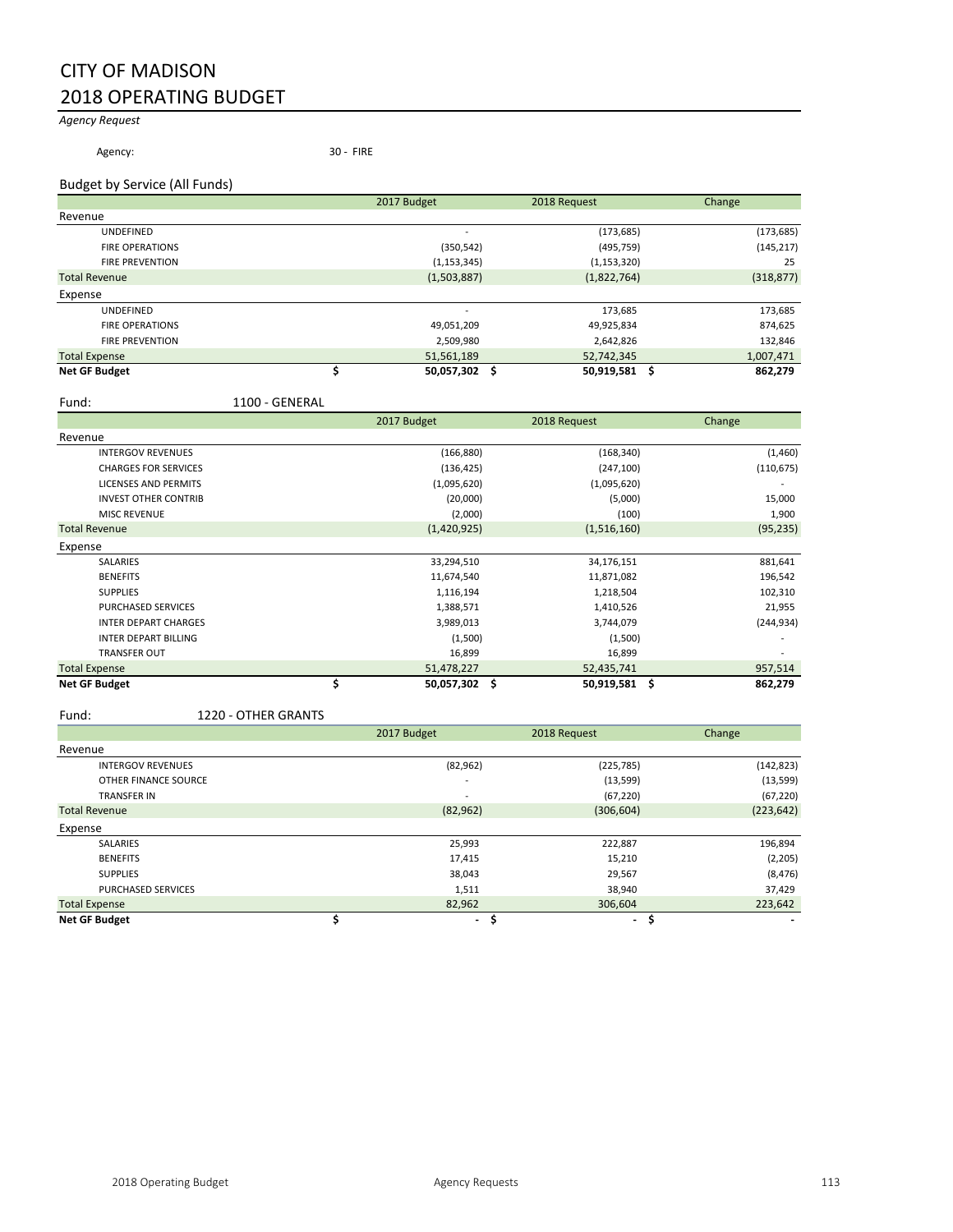# CITY OF MADISON
# 2018 OPERATING BUDGET

*Agency Request*

Agency: 30 - FIRE

## Budget by Service (All Funds)

| | 2017 Budget | 2018 Request | Change |
|---|---|---|---|
| Revenue | | | |
| UNDEFINED | - | (173,685) | (173,685) |
| FIRE OPERATIONS | (350,542) | (495,759) | (145,217) |
| FIRE PREVENTION | (1,153,345) | (1,153,320) | 25 |
| Total Revenue | (1,503,887) | (1,822,764) | (318,877) |
| Expense | | | |
| UNDEFINED | - | 173,685 | 173,685 |
| FIRE OPERATIONS | 49,051,209 | 49,925,834 | 874,625 |
| FIRE PREVENTION | 2,509,980 | 2,642,826 | 132,846 |
| Total Expense | 51,561,189 | 52,742,345 | 1,007,471 |
| **Net GF Budget** | **$ 50,057,302** | **$ 50,919,581** | **$ 862,279** |

## Fund: 1100 - GENERAL

| | 2017 Budget | 2018 Request | Change |
|---|---|---|---|
| Revenue | | | |
| INTERGOV REVENUES | (166,880) | (168,340) | (1,460) |
| CHARGES FOR SERVICES | (136,425) | (247,100) | (110,675) |
| LICENSES AND PERMITS | (1,095,620) | (1,095,620) | - |
| INVEST OTHER CONTRIB | (20,000) | (5,000) | 15,000 |
| MISC REVENUE | (2,000) | (100) | 1,900 |
| Total Revenue | (1,420,925) | (1,516,160) | (95,235) |
| Expense | | | |
| SALARIES | 33,294,510 | 34,176,151 | 881,641 |
| BENEFITS | 11,674,540 | 11,871,082 | 196,542 |
| SUPPLIES | 1,116,194 | 1,218,504 | 102,310 |
| PURCHASED SERVICES | 1,388,571 | 1,410,526 | 21,955 |
| INTER DEPART CHARGES | 3,989,013 | 3,744,079 | (244,934) |
| INTER DEPART BILLING | (1,500) | (1,500) | - |
| TRANSFER OUT | 16,899 | 16,899 | - |
| Total Expense | 51,478,227 | 52,435,741 | 957,514 |
| **Net GF Budget** | **$ 50,057,302** | **$ 50,919,581** | **$ 862,279** |

## Fund: 1220 - OTHER GRANTS

| | 2017 Budget | 2018 Request | Change |
|---|---|---|---|
| Revenue | | | |
| INTERGOV REVENUES | (82,962) | (225,785) | (142,823) |
| OTHER FINANCE SOURCE | - | (13,599) | (13,599) |
| TRANSFER IN | - | (67,220) | (67,220) |
| Total Revenue | (82,962) | (306,604) | (223,642) |
| Expense | | | |
| SALARIES | 25,993 | 222,887 | 196,894 |
| BENEFITS | 17,415 | 15,210 | (2,205) |
| SUPPLIES | 38,043 | 29,567 | (8,476) |
| PURCHASED SERVICES | 1,511 | 38,940 | 37,429 |
| Total Expense | 82,962 | 306,604 | 223,642 |
| **Net GF Budget** | **$ -** | **$ -** | **$ -** |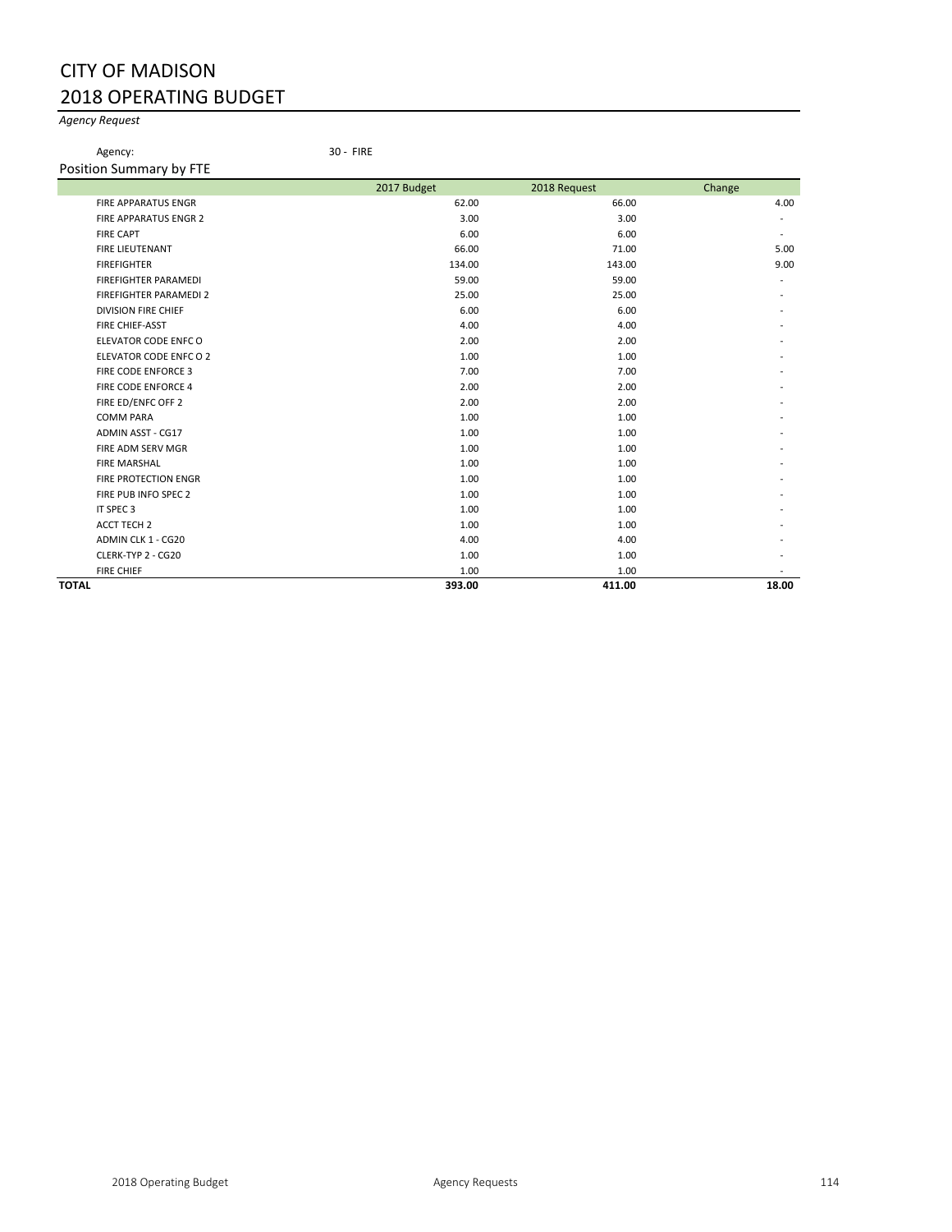# CITY OF MADISON
## 2018 OPERATING BUDGET

*Agency Request*

Agency: 30 - FIRE

Position Summary by FTE

| | 2017 Budget | 2018 Request | Change |
|---|---|---|---|
| FIRE APPARATUS ENGR | 62.00 | 66.00 | 4.00 |
| FIRE APPARATUS ENGR 2 | 3.00 | 3.00 | - |
| FIRE CAPT | 6.00 | 6.00 | - |
| FIRE LIEUTENANT | 66.00 | 71.00 | 5.00 |
| FIREFIGHTER | 134.00 | 143.00 | 9.00 |
| FIREFIGHTER PARAMEDI | 59.00 | 59.00 | - |
| FIREFIGHTER PARAMEDI 2 | 25.00 | 25.00 | - |
| DIVISION FIRE CHIEF | 6.00 | 6.00 | - |
| FIRE CHIEF-ASST | 4.00 | 4.00 | - |
| ELEVATOR CODE ENFC O | 2.00 | 2.00 | - |
| ELEVATOR CODE ENFC O 2 | 1.00 | 1.00 | - |
| FIRE CODE ENFORCE 3 | 7.00 | 7.00 | - |
| FIRE CODE ENFORCE 4 | 2.00 | 2.00 | - |
| FIRE ED/ENFC OFF 2 | 2.00 | 2.00 | - |
| COMM PARA | 1.00 | 1.00 | - |
| ADMIN ASST - CG17 | 1.00 | 1.00 | - |
| FIRE ADM SERV MGR | 1.00 | 1.00 | - |
| FIRE MARSHAL | 1.00 | 1.00 | - |
| FIRE PROTECTION ENGR | 1.00 | 1.00 | - |
| FIRE PUB INFO SPEC 2 | 1.00 | 1.00 | - |
| IT SPEC 3 | 1.00 | 1.00 | - |
| ACCT TECH 2 | 1.00 | 1.00 | - |
| ADMIN CLK 1 - CG20 | 4.00 | 4.00 | - |
| CLERK-TYP 2 - CG20 | 1.00 | 1.00 | - |
| FIRE CHIEF | 1.00 | 1.00 | - |
| **TOTAL** | **393.00** | **411.00** | **18.00** |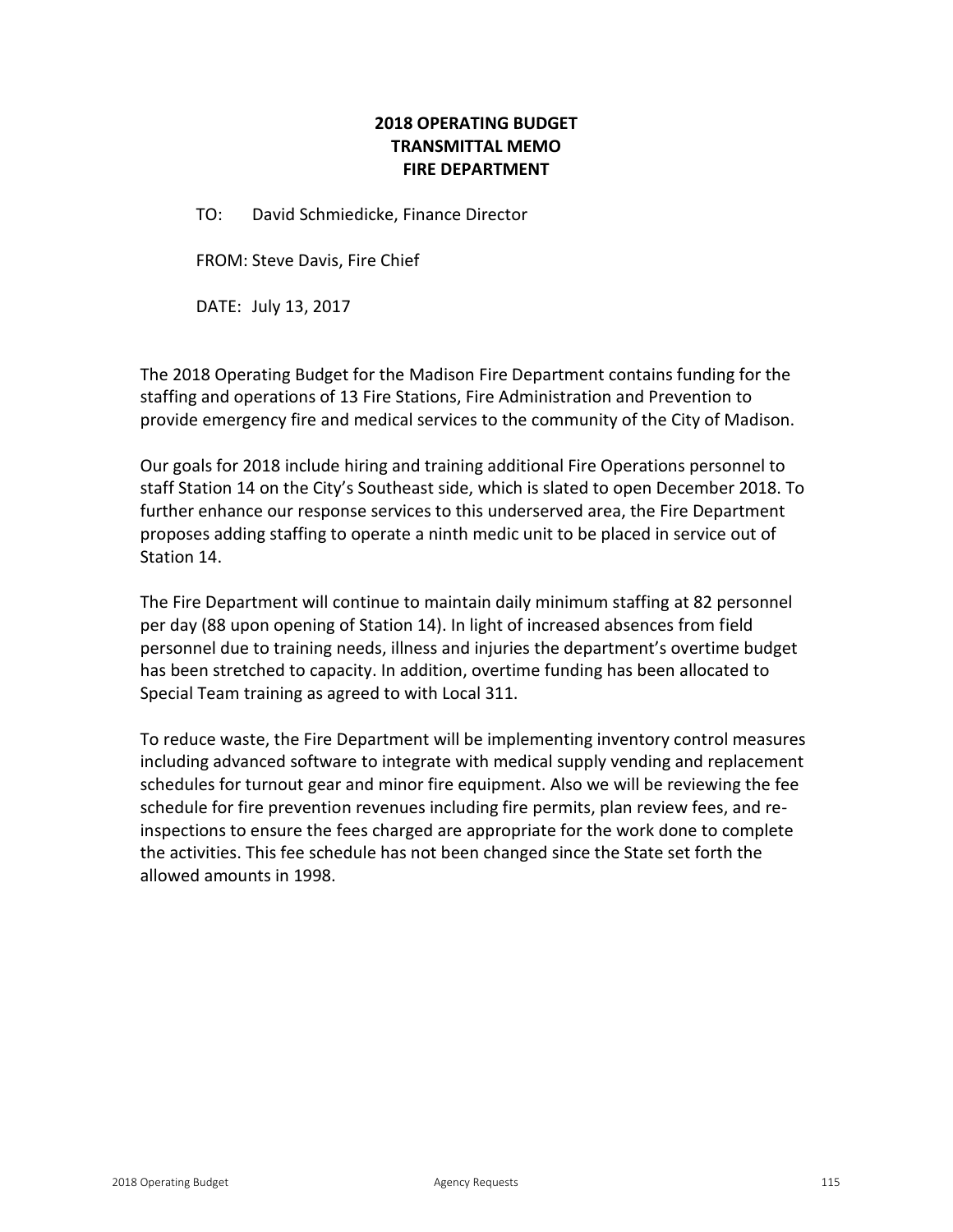# 2018 OPERATING BUDGET
# TRANSMITTAL MEMO
# FIRE DEPARTMENT

TO: David Schmiedicke, Finance Director

FROM: Steve Davis, Fire Chief

DATE: July 13, 2017

The 2018 Operating Budget for the Madison Fire Department contains funding for the staffing and operations of 13 Fire Stations, Fire Administration and Prevention to provide emergency fire and medical services to the community of the City of Madison.

Our goals for 2018 include hiring and training additional Fire Operations personnel to staff Station 14 on the City's Southeast side, which is slated to open December 2018. To further enhance our response services to this underserved area, the Fire Department proposes adding staffing to operate a ninth medic unit to be placed in service out of Station 14.

The Fire Department will continue to maintain daily minimum staffing at 82 personnel per day (88 upon opening of Station 14). In light of increased absences from field personnel due to training needs, illness and injuries the department's overtime budget has been stretched to capacity. In addition, overtime funding has been allocated to Special Team training as agreed to with Local 311.

To reduce waste, the Fire Department will be implementing inventory control measures including advanced software to integrate with medical supply vending and replacement schedules for turnout gear and minor fire equipment. Also we will be reviewing the fee schedule for fire prevention revenues including fire permits, plan review fees, and re-inspections to ensure the fees charged are appropriate for the work done to complete the activities. This fee schedule has not been changed since the State set forth the allowed amounts in 1998.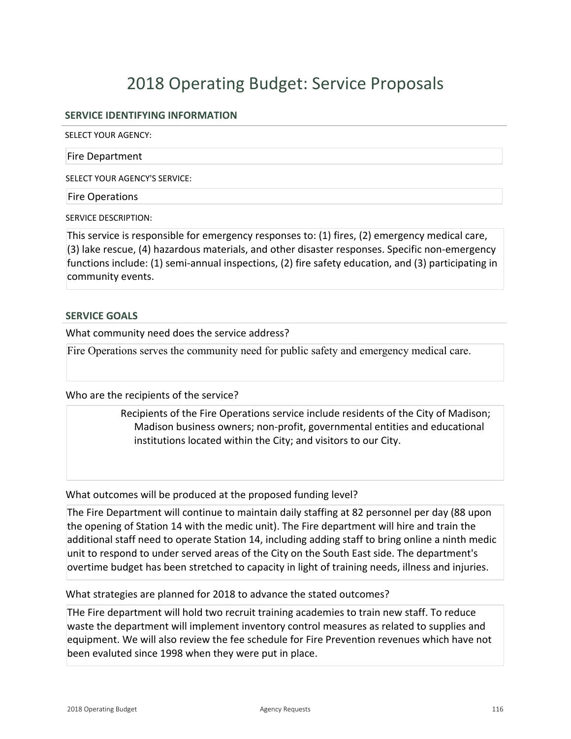# 2018 Operating Budget: Service Proposals

## SERVICE IDENTIFYING INFORMATION

SELECT YOUR AGENCY:

Fire Department

SELECT YOUR AGENCY'S SERVICE:

Fire Operations

SERVICE DESCRIPTION:

This service is responsible for emergency responses to: (1) fires, (2) emergency medical care, (3) lake rescue, (4) hazardous materials, and other disaster responses. Specific non-emergency functions include: (1) semi-annual inspections, (2) fire safety education, and (3) participating in community events.

## SERVICE GOALS

What community need does the service address?

Fire Operations serves the community need for public safety and emergency medical care.

Who are the recipients of the service?

Recipients of the Fire Operations service include residents of the City of Madison; Madison business owners; non-profit, governmental entities and educational institutions located within the City; and visitors to our City.

What outcomes will be produced at the proposed funding level?

The Fire Department will continue to maintain daily staffing at 82 personnel per day (88 upon the opening of Station 14 with the medic unit). The Fire department will hire and train the additional staff need to operate Station 14, including adding staff to bring online a ninth medic unit to respond to under served areas of the City on the South East side. The department's overtime budget has been stretched to capacity in light of training needs, illness and injuries.

What strategies are planned for 2018 to advance the stated outcomes?

THe Fire department will hold two recruit training academies to train new staff. To reduce waste the department will implement inventory control measures as related to supplies and equipment. We will also review the fee schedule for Fire Prevention revenues which have not been evaluted since 1998 when they were put in place.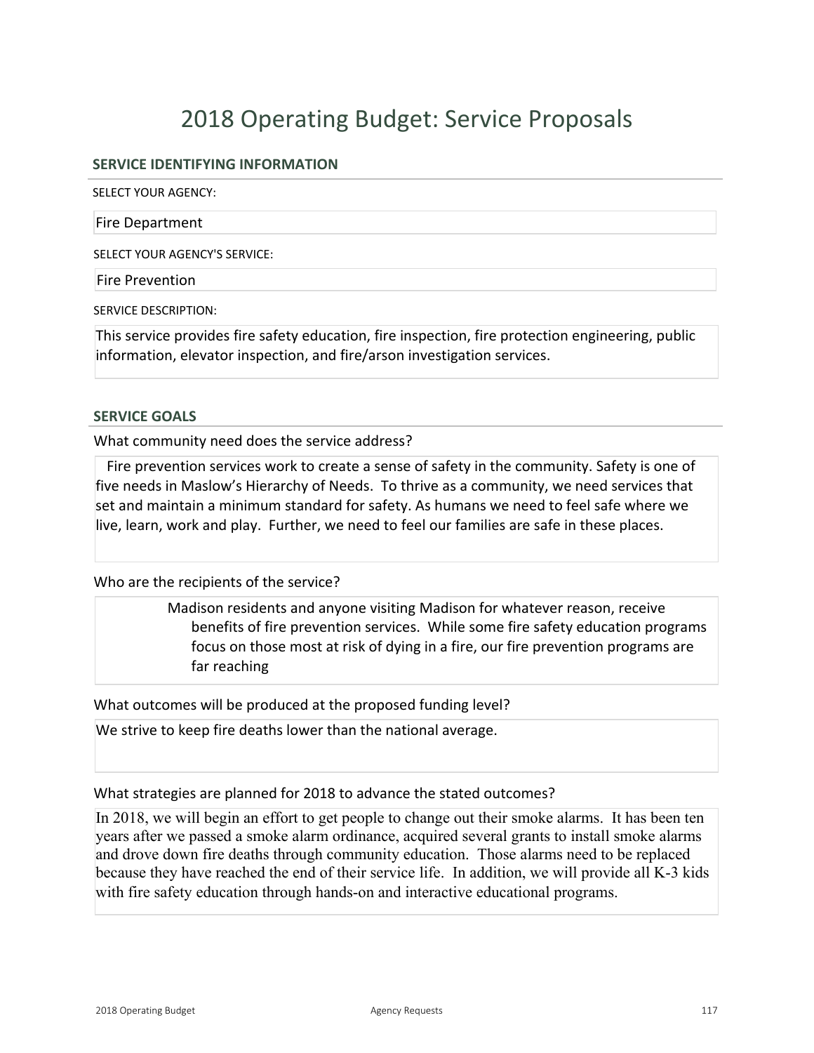# 2018 Operating Budget: Service Proposals

## SERVICE IDENTIFYING INFORMATION

SELECT YOUR AGENCY:

Fire Department

SELECT YOUR AGENCY'S SERVICE:

Fire Prevention

SERVICE DESCRIPTION:

This service provides fire safety education, fire inspection, fire protection engineering, public information, elevator inspection, and fire/arson investigation services.

## SERVICE GOALS

What community need does the service address?

Fire prevention services work to create a sense of safety in the community. Safety is one of five needs in Maslow's Hierarchy of Needs. To thrive as a community, we need services that set and maintain a minimum standard for safety. As humans we need to feel safe where we live, learn, work and play. Further, we need to feel our families are safe in these places.

Who are the recipients of the service?

Madison residents and anyone visiting Madison for whatever reason, receive benefits of fire prevention services. While some fire safety education programs focus on those most at risk of dying in a fire, our fire prevention programs are far reaching

What outcomes will be produced at the proposed funding level?

We strive to keep fire deaths lower than the national average.

What strategies are planned for 2018 to advance the stated outcomes?

In 2018, we will begin an effort to get people to change out their smoke alarms. It has been ten years after we passed a smoke alarm ordinance, acquired several grants to install smoke alarms and drove down fire deaths through community education. Those alarms need to be replaced because they have reached the end of their service life. In addition, we will provide all K-3 kids with fire safety education through hands-on and interactive educational programs.